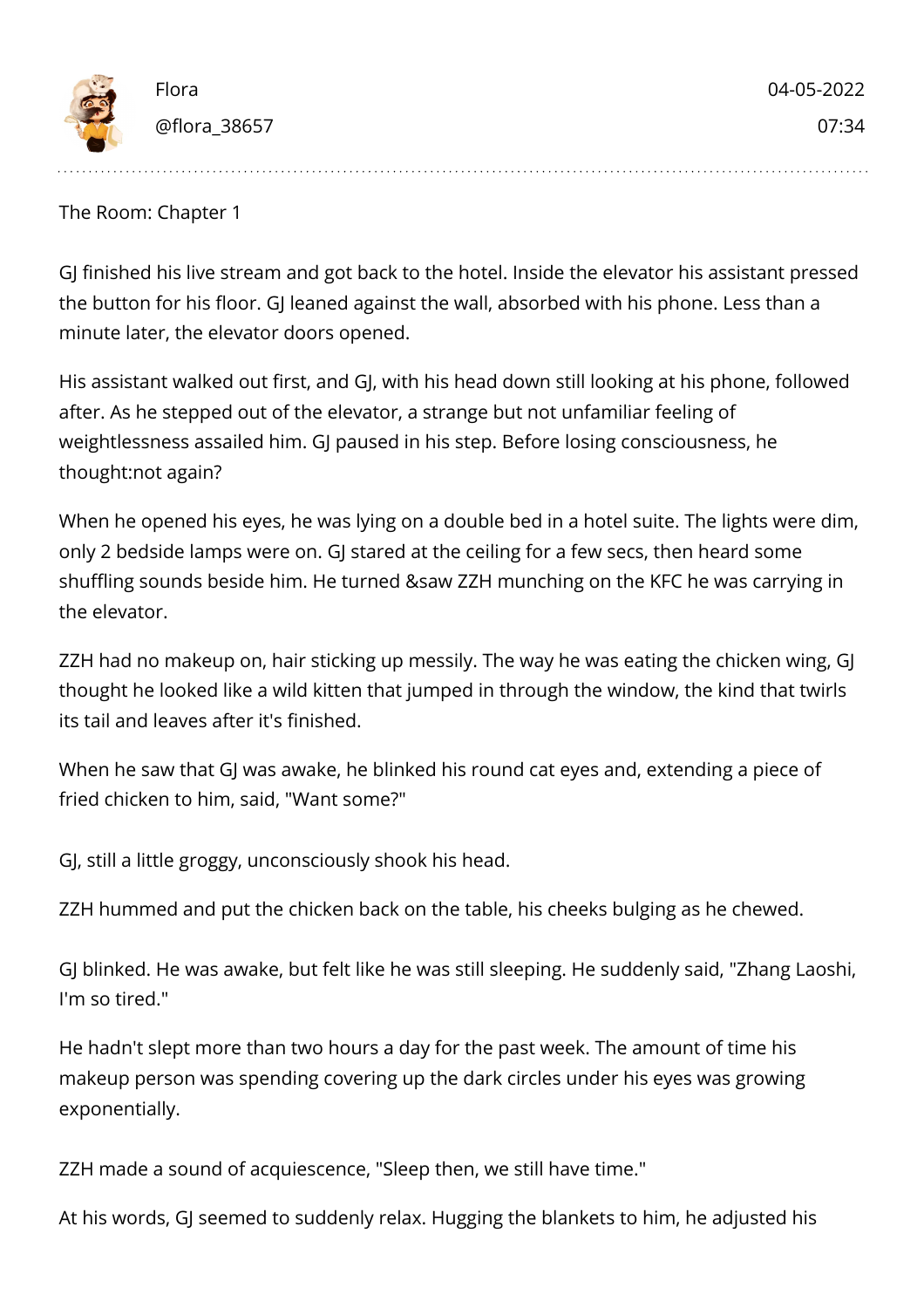Flora
@flora_38657

04-05-2022
07:34

The Room: Chapter 1

GJ finished his live stream and got back to the hotel. Inside the elevator his assistant pressed the button for his floor. GJ leaned against the wall, absorbed with his phone. Less than a minute later, the elevator doors opened.

His assistant walked out first, and GJ, with his head down still looking at his phone, followed after. As he stepped out of the elevator, a strange but not unfamiliar feeling of weightlessness assailed him. GJ paused in his step. Before losing consciousness, he thought:not again?

When he opened his eyes, he was lying on a double bed in a hotel suite. The lights were dim, only 2 bedside lamps were on. GJ stared at the ceiling for a few secs, then heard some shuffling sounds beside him. He turned &saw ZZH munching on the KFC he was carrying in the elevator.

ZZH had no makeup on, hair sticking up messily. The way he was eating the chicken wing, GJ thought he looked like a wild kitten that jumped in through the window, the kind that twirls its tail and leaves after it's finished.

When he saw that GJ was awake, he blinked his round cat eyes and, extending a piece of fried chicken to him, said, "Want some?"

GJ, still a little groggy, unconsciously shook his head.

ZZH hummed and put the chicken back on the table, his cheeks bulging as he chewed.

GJ blinked. He was awake, but felt like he was still sleeping. He suddenly said, "Zhang Laoshi, I'm so tired."

He hadn't slept more than two hours a day for the past week. The amount of time his makeup person was spending covering up the dark circles under his eyes was growing exponentially.

ZZH made a sound of acquiescence, "Sleep then, we still have time."

At his words, GJ seemed to suddenly relax. Hugging the blankets to him, he adjusted his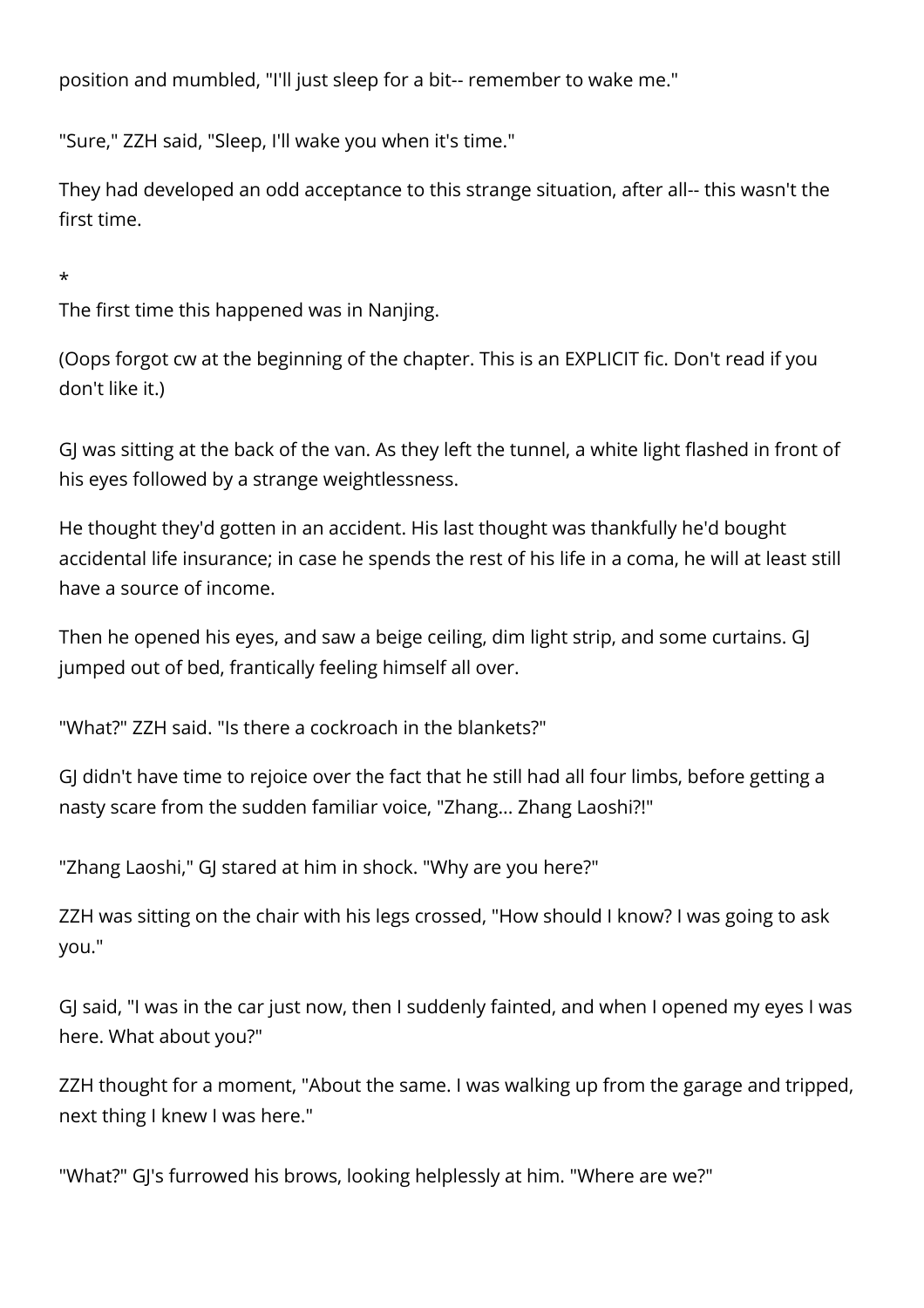position and mumbled, "I'll just sleep for a bit-- remember to wake me."

"Sure," ZZH said, "Sleep, I'll wake you when it's time."

They had developed an odd acceptance to this strange situation, after all-- this wasn't the first time.

*

The first time this happened was in Nanjing.

(Oops forgot cw at the beginning of the chapter. This is an EXPLICIT fic. Don't read if you don't like it.)

GJ was sitting at the back of the van. As they left the tunnel, a white light flashed in front of his eyes followed by a strange weightlessness.

He thought they'd gotten in an accident. His last thought was thankfully he'd bought accidental life insurance; in case he spends the rest of his life in a coma, he will at least still have a source of income.

Then he opened his eyes, and saw a beige ceiling, dim light strip, and some curtains. GJ jumped out of bed, frantically feeling himself all over.

"What?" ZZH said. "Is there a cockroach in the blankets?"

GJ didn't have time to rejoice over the fact that he still had all four limbs, before getting a nasty scare from the sudden familiar voice, "Zhang... Zhang Laoshi?!"

"Zhang Laoshi," GJ stared at him in shock. "Why are you here?"

ZZH was sitting on the chair with his legs crossed, "How should I know? I was going to ask you."

GJ said, "I was in the car just now, then I suddenly fainted, and when I opened my eyes I was here. What about you?"

ZZH thought for a moment, "About the same. I was walking up from the garage and tripped, next thing I knew I was here."

"What?" GJ's furrowed his brows, looking helplessly at him. "Where are we?"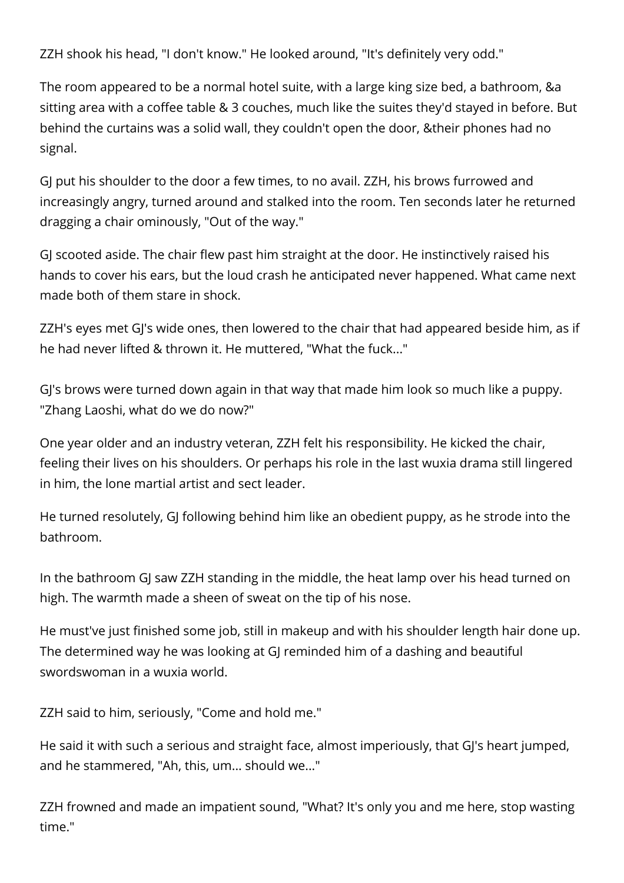ZZH shook his head, "I don't know." He looked around, "It's definitely very odd."

The room appeared to be a normal hotel suite, with a large king size bed, a bathroom, &a sitting area with a coffee table & 3 couches, much like the suites they'd stayed in before. But behind the curtains was a solid wall, they couldn't open the door, &their phones had no signal.

GJ put his shoulder to the door a few times, to no avail. ZZH, his brows furrowed and increasingly angry, turned around and stalked into the room. Ten seconds later he returned dragging a chair ominously, "Out of the way."

GJ scooted aside. The chair flew past him straight at the door. He instinctively raised his hands to cover his ears, but the loud crash he anticipated never happened. What came next made both of them stare in shock.

ZZH's eyes met GJ's wide ones, then lowered to the chair that had appeared beside him, as if he had never lifted & thrown it. He muttered, "What the fuck..."

GJ's brows were turned down again in that way that made him look so much like a puppy. "Zhang Laoshi, what do we do now?"

One year older and an industry veteran, ZZH felt his responsibility. He kicked the chair, feeling their lives on his shoulders. Or perhaps his role in the last wuxia drama still lingered in him, the lone martial artist and sect leader.

He turned resolutely, GJ following behind him like an obedient puppy, as he strode into the bathroom.

In the bathroom GJ saw ZZH standing in the middle, the heat lamp over his head turned on high. The warmth made a sheen of sweat on the tip of his nose.

He must've just finished some job, still in makeup and with his shoulder length hair done up. The determined way he was looking at GJ reminded him of a dashing and beautiful swordswoman in a wuxia world.

ZZH said to him, seriously, "Come and hold me."

He said it with such a serious and straight face, almost imperiously, that GJ's heart jumped, and he stammered, "Ah, this, um... should we..."

ZZH frowned and made an impatient sound, "What? It's only you and me here, stop wasting time."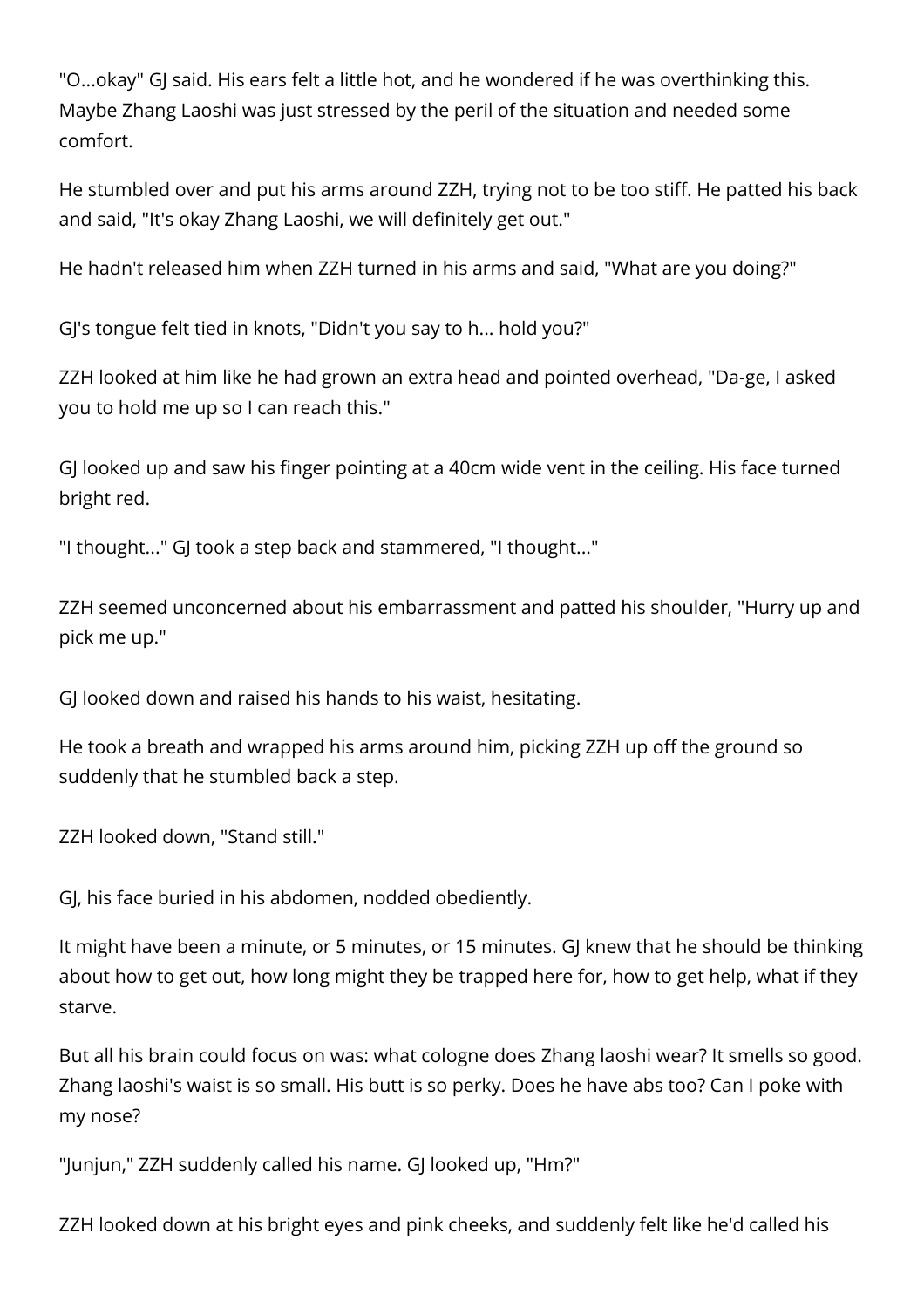"O...okay" GJ said. His ears felt a little hot, and he wondered if he was overthinking this. Maybe Zhang Laoshi was just stressed by the peril of the situation and needed some comfort.

He stumbled over and put his arms around ZZH, trying not to be too stiff. He patted his back and said, "It's okay Zhang Laoshi, we will definitely get out."

He hadn't released him when ZZH turned in his arms and said, "What are you doing?"

GJ's tongue felt tied in knots, "Didn't you say to h... hold you?"

ZZH looked at him like he had grown an extra head and pointed overhead, "Da-ge, I asked you to hold me up so I can reach this."

GJ looked up and saw his finger pointing at a 40cm wide vent in the ceiling. His face turned bright red.

"I thought..." GJ took a step back and stammered, "I thought..."

ZZH seemed unconcerned about his embarrassment and patted his shoulder, "Hurry up and pick me up."

GJ looked down and raised his hands to his waist, hesitating.

He took a breath and wrapped his arms around him, picking ZZH up off the ground so suddenly that he stumbled back a step.

ZZH looked down, "Stand still."

GJ, his face buried in his abdomen, nodded obediently.

It might have been a minute, or 5 minutes, or 15 minutes. GJ knew that he should be thinking about how to get out, how long might they be trapped here for, how to get help, what if they starve.

But all his brain could focus on was: what cologne does Zhang laoshi wear? It smells so good. Zhang laoshi's waist is so small. His butt is so perky. Does he have abs too? Can I poke with my nose?

"Junjun," ZZH suddenly called his name. GJ looked up, "Hm?"

ZZH looked down at his bright eyes and pink cheeks, and suddenly felt like he'd called his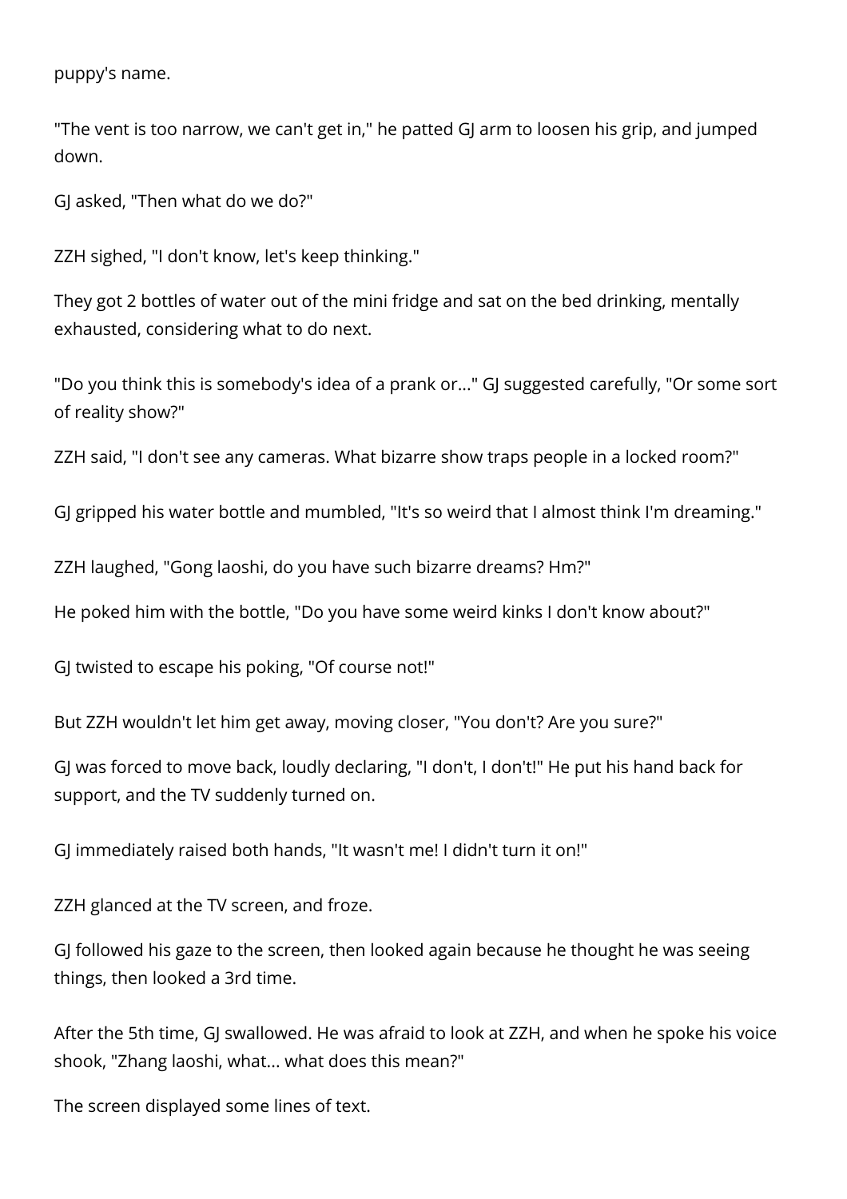puppy's name.

"The vent is too narrow, we can't get in," he patted GJ arm to loosen his grip, and jumped down.

GJ asked, "Then what do we do?"

ZZH sighed, "I don't know, let's keep thinking."

They got 2 bottles of water out of the mini fridge and sat on the bed drinking, mentally exhausted, considering what to do next.

"Do you think this is somebody's idea of a prank or..." GJ suggested carefully, "Or some sort of reality show?"

ZZH said, "I don't see any cameras. What bizarre show traps people in a locked room?"

GJ gripped his water bottle and mumbled, "It's so weird that I almost think I'm dreaming."

ZZH laughed, "Gong laoshi, do you have such bizarre dreams? Hm?"

He poked him with the bottle, "Do you have some weird kinks I don't know about?"

GJ twisted to escape his poking, "Of course not!"

But ZZH wouldn't let him get away, moving closer, "You don't? Are you sure?"

GJ was forced to move back, loudly declaring, "I don't, I don't!" He put his hand back for support, and the TV suddenly turned on.

GJ immediately raised both hands, "It wasn't me! I didn't turn it on!"

ZZH glanced at the TV screen, and froze.

GJ followed his gaze to the screen, then looked again because he thought he was seeing things, then looked a 3rd time.

After the 5th time, GJ swallowed. He was afraid to look at ZZH, and when he spoke his voice shook, "Zhang laoshi, what... what does this mean?"

The screen displayed some lines of text.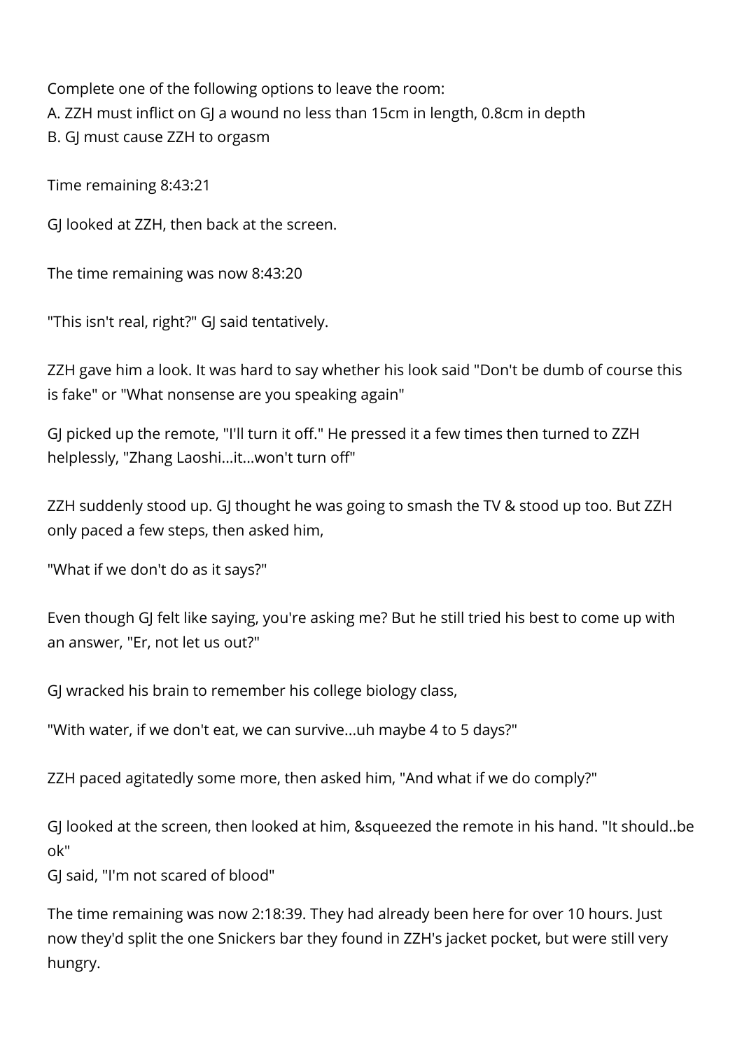Complete one of the following options to leave the room:
A. ZZH must inflict on GJ a wound no less than 15cm in length, 0.8cm in depth
B. GJ must cause ZZH to orgasm

Time remaining 8:43:21

GJ looked at ZZH, then back at the screen.

The time remaining was now 8:43:20

"This isn't real, right?" GJ said tentatively.

ZZH gave him a look. It was hard to say whether his look said "Don't be dumb of course this is fake" or "What nonsense are you speaking again"

GJ picked up the remote, "I'll turn it off." He pressed it a few times then turned to ZZH helplessly, "Zhang Laoshi...it...won't turn off"

ZZH suddenly stood up. GJ thought he was going to smash the TV & stood up too. But ZZH only paced a few steps, then asked him,

"What if we don't do as it says?"

Even though GJ felt like saying, you're asking me? But he still tried his best to come up with an answer, "Er, not let us out?"

GJ wracked his brain to remember his college biology class,

"With water, if we don't eat, we can survive...uh maybe 4 to 5 days?"

ZZH paced agitatedly some more, then asked him, "And what if we do comply?"

GJ looked at the screen, then looked at him, &squeezed the remote in his hand. "It should..be ok"
GJ said, "I'm not scared of blood"

The time remaining was now 2:18:39. They had already been here for over 10 hours. Just now they'd split the one Snickers bar they found in ZZH's jacket pocket, but were still very hungry.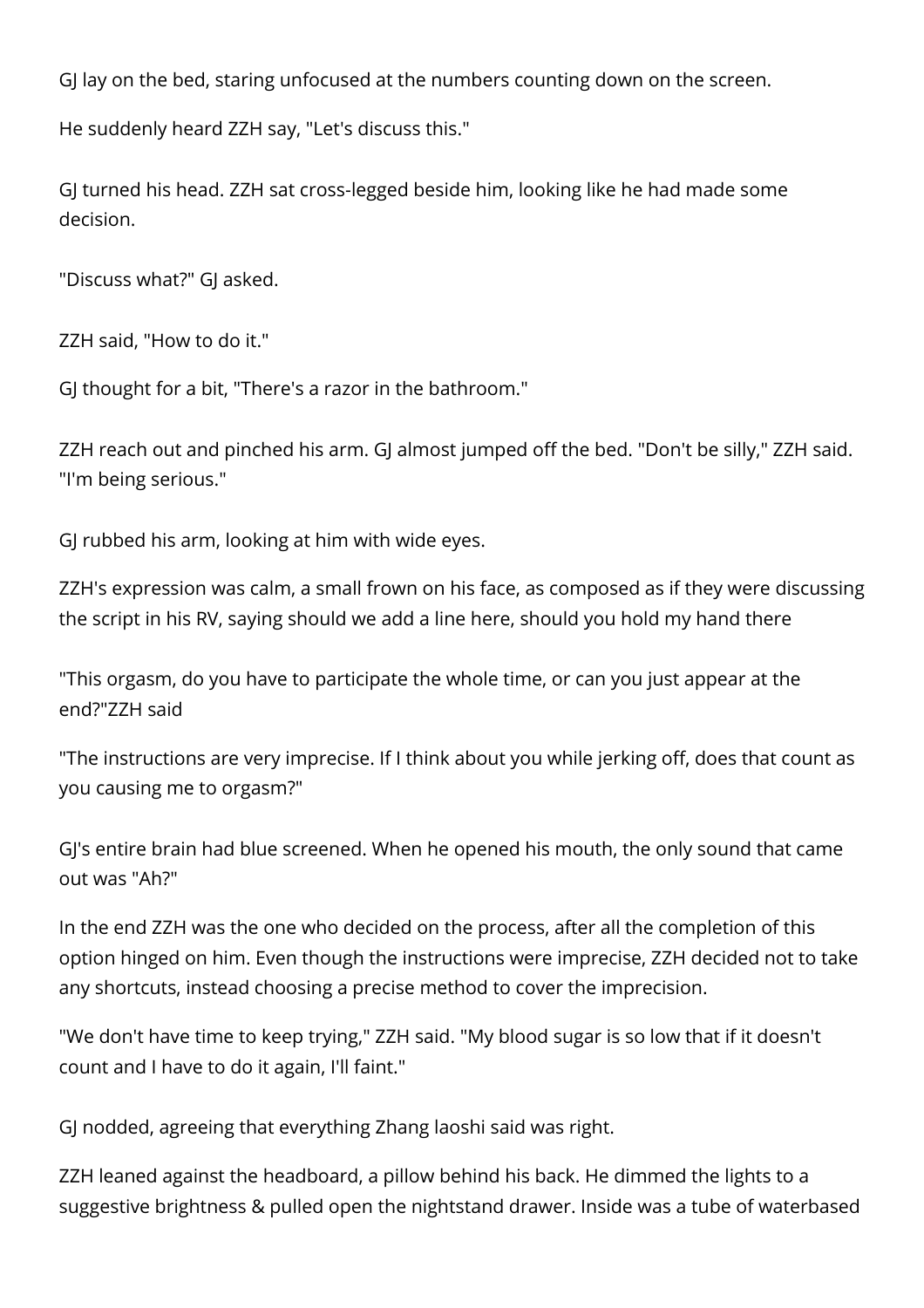GJ lay on the bed, staring unfocused at the numbers counting down on the screen.

He suddenly heard ZZH say, "Let's discuss this."

GJ turned his head. ZZH sat cross-legged beside him, looking like he had made some decision.

"Discuss what?" GJ asked.

ZZH said, "How to do it."

GJ thought for a bit, "There's a razor in the bathroom."

ZZH reach out and pinched his arm. GJ almost jumped off the bed. "Don't be silly," ZZH said. "I'm being serious."

GJ rubbed his arm, looking at him with wide eyes.

ZZH's expression was calm, a small frown on his face, as composed as if they were discussing the script in his RV, saying should we add a line here, should you hold my hand there

"This orgasm, do you have to participate the whole time, or can you just appear at the end?"ZZH said

"The instructions are very imprecise. If I think about you while jerking off, does that count as you causing me to orgasm?"

GJ's entire brain had blue screened. When he opened his mouth, the only sound that came out was "Ah?"

In the end ZZH was the one who decided on the process, after all the completion of this option hinged on him. Even though the instructions were imprecise, ZZH decided not to take any shortcuts, instead choosing a precise method to cover the imprecision.

"We don't have time to keep trying," ZZH said. "My blood sugar is so low that if it doesn't count and I have to do it again, I'll faint."

GJ nodded, agreeing that everything Zhang laoshi said was right.

ZZH leaned against the headboard, a pillow behind his back. He dimmed the lights to a suggestive brightness & pulled open the nightstand drawer. Inside was a tube of waterbased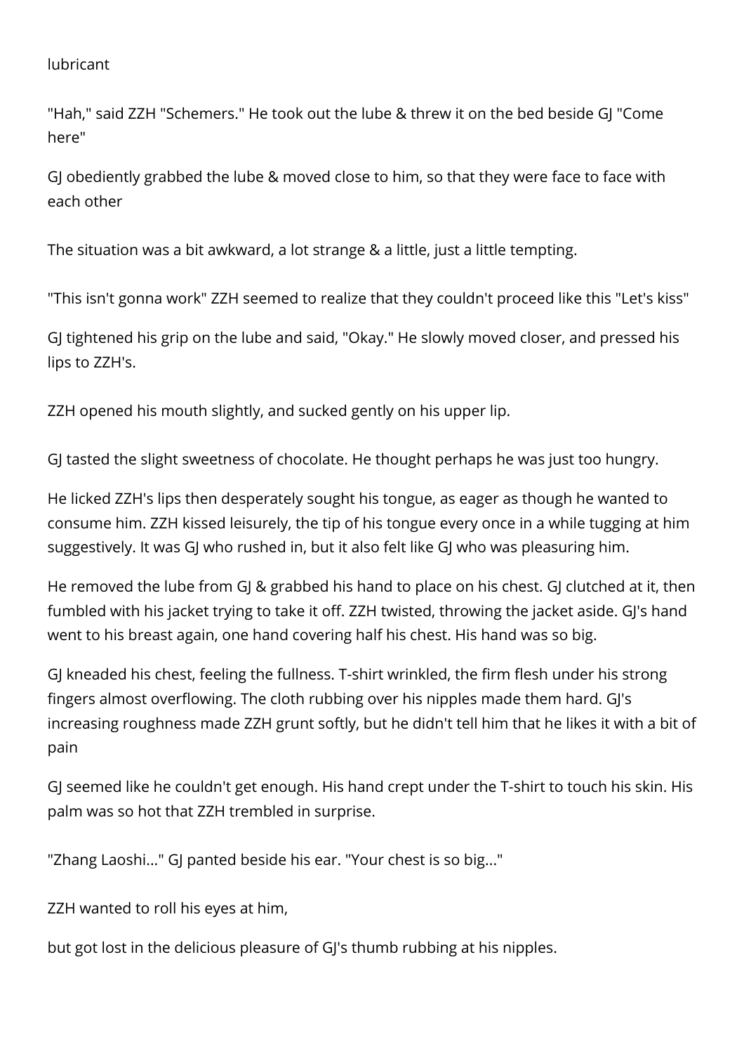lubricant

"Hah," said ZZH "Schemers." He took out the lube & threw it on the bed beside GJ "Come here"

GJ obediently grabbed the lube & moved close to him, so that they were face to face with each other

The situation was a bit awkward, a lot strange & a little, just a little tempting.

"This isn't gonna work" ZZH seemed to realize that they couldn't proceed like this "Let's kiss"

GJ tightened his grip on the lube and said, "Okay." He slowly moved closer, and pressed his lips to ZZH's.

ZZH opened his mouth slightly, and sucked gently on his upper lip.

GJ tasted the slight sweetness of chocolate. He thought perhaps he was just too hungry.

He licked ZZH's lips then desperately sought his tongue, as eager as though he wanted to consume him. ZZH kissed leisurely, the tip of his tongue every once in a while tugging at him suggestively. It was GJ who rushed in, but it also felt like GJ who was pleasuring him.

He removed the lube from GJ & grabbed his hand to place on his chest. GJ clutched at it, then fumbled with his jacket trying to take it off. ZZH twisted, throwing the jacket aside. GJ's hand went to his breast again, one hand covering half his chest. His hand was so big.

GJ kneaded his chest, feeling the fullness. T-shirt wrinkled, the firm flesh under his strong fingers almost overflowing. The cloth rubbing over his nipples made them hard. GJ's increasing roughness made ZZH grunt softly, but he didn't tell him that he likes it with a bit of pain

GJ seemed like he couldn't get enough. His hand crept under the T-shirt to touch his skin. His palm was so hot that ZZH trembled in surprise.

"Zhang Laoshi..." GJ panted beside his ear. "Your chest is so big..."

ZZH wanted to roll his eyes at him,

but got lost in the delicious pleasure of GJ's thumb rubbing at his nipples.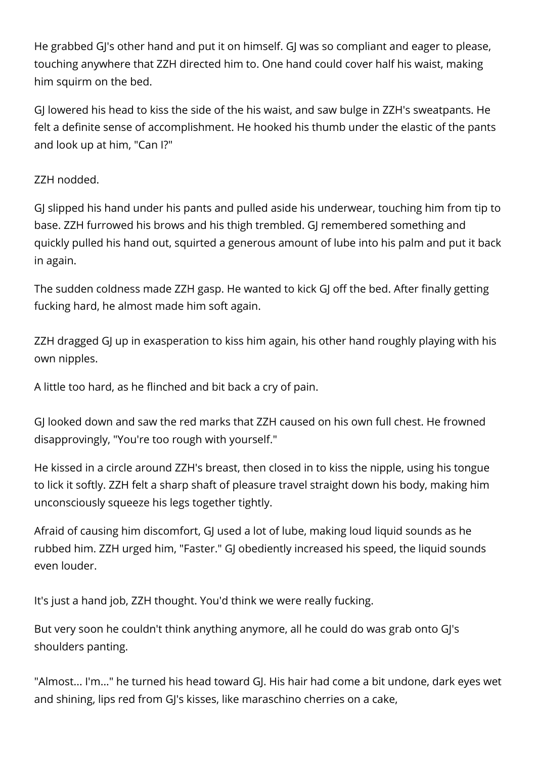He grabbed GJ's other hand and put it on himself. GJ was so compliant and eager to please, touching anywhere that ZZH directed him to. One hand could cover half his waist, making him squirm on the bed.

GJ lowered his head to kiss the side of the his waist, and saw bulge in ZZH's sweatpants. He felt a definite sense of accomplishment. He hooked his thumb under the elastic of the pants and look up at him, "Can I?"

ZZH nodded.

GJ slipped his hand under his pants and pulled aside his underwear, touching him from tip to base. ZZH furrowed his brows and his thigh trembled. GJ remembered something and quickly pulled his hand out, squirted a generous amount of lube into his palm and put it back in again.

The sudden coldness made ZZH gasp. He wanted to kick GJ off the bed. After finally getting fucking hard, he almost made him soft again.

ZZH dragged GJ up in exasperation to kiss him again, his other hand roughly playing with his own nipples.

A little too hard, as he flinched and bit back a cry of pain.

GJ looked down and saw the red marks that ZZH caused on his own full chest. He frowned disapprovingly, "You're too rough with yourself."

He kissed in a circle around ZZH's breast, then closed in to kiss the nipple, using his tongue to lick it softly. ZZH felt a sharp shaft of pleasure travel straight down his body, making him unconsciously squeeze his legs together tightly.

Afraid of causing him discomfort, GJ used a lot of lube, making loud liquid sounds as he rubbed him. ZZH urged him, "Faster." GJ obediently increased his speed, the liquid sounds even louder.

It's just a hand job, ZZH thought. You'd think we were really fucking.

But very soon he couldn't think anything anymore, all he could do was grab onto GJ's shoulders panting.

"Almost... I'm..." he turned his head toward GJ. His hair had come a bit undone, dark eyes wet and shining, lips red from GJ's kisses, like maraschino cherries on a cake,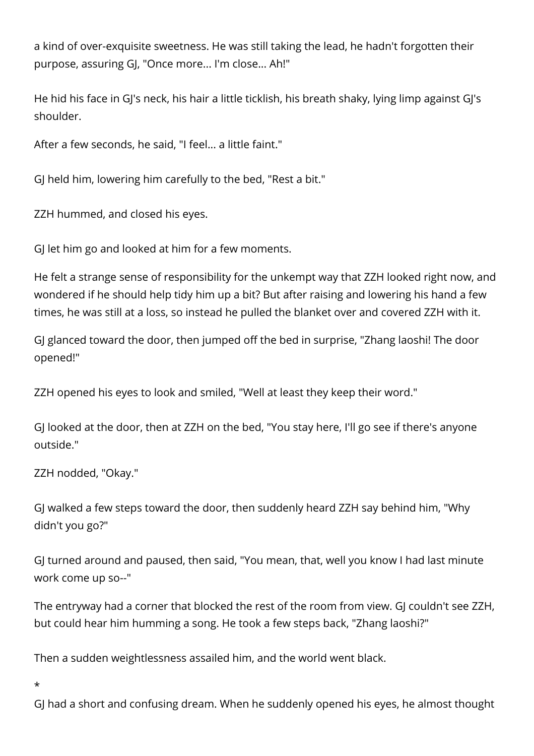a kind of over-exquisite sweetness. He was still taking the lead, he hadn't forgotten their purpose, assuring GJ, "Once more... I'm close... Ah!"

He hid his face in GJ's neck, his hair a little ticklish, his breath shaky, lying limp against GJ's shoulder.

After a few seconds, he said, "I feel... a little faint."

GJ held him, lowering him carefully to the bed, "Rest a bit."

ZZH hummed, and closed his eyes.

GJ let him go and looked at him for a few moments.

He felt a strange sense of responsibility for the unkempt way that ZZH looked right now, and wondered if he should help tidy him up a bit? But after raising and lowering his hand a few times, he was still at a loss, so instead he pulled the blanket over and covered ZZH with it.

GJ glanced toward the door, then jumped off the bed in surprise, "Zhang laoshi! The door opened!"

ZZH opened his eyes to look and smiled, "Well at least they keep their word."

GJ looked at the door, then at ZZH on the bed, "You stay here, I'll go see if there's anyone outside."

ZZH nodded, "Okay."

GJ walked a few steps toward the door, then suddenly heard ZZH say behind him, "Why didn't you go?"

GJ turned around and paused, then said, "You mean, that, well you know I had last minute work come up so--"

The entryway had a corner that blocked the rest of the room from view. GJ couldn't see ZZH, but could hear him humming a song. He took a few steps back, "Zhang laoshi?"

Then a sudden weightlessness assailed him, and the world went black.

*

GJ had a short and confusing dream. When he suddenly opened his eyes, he almost thought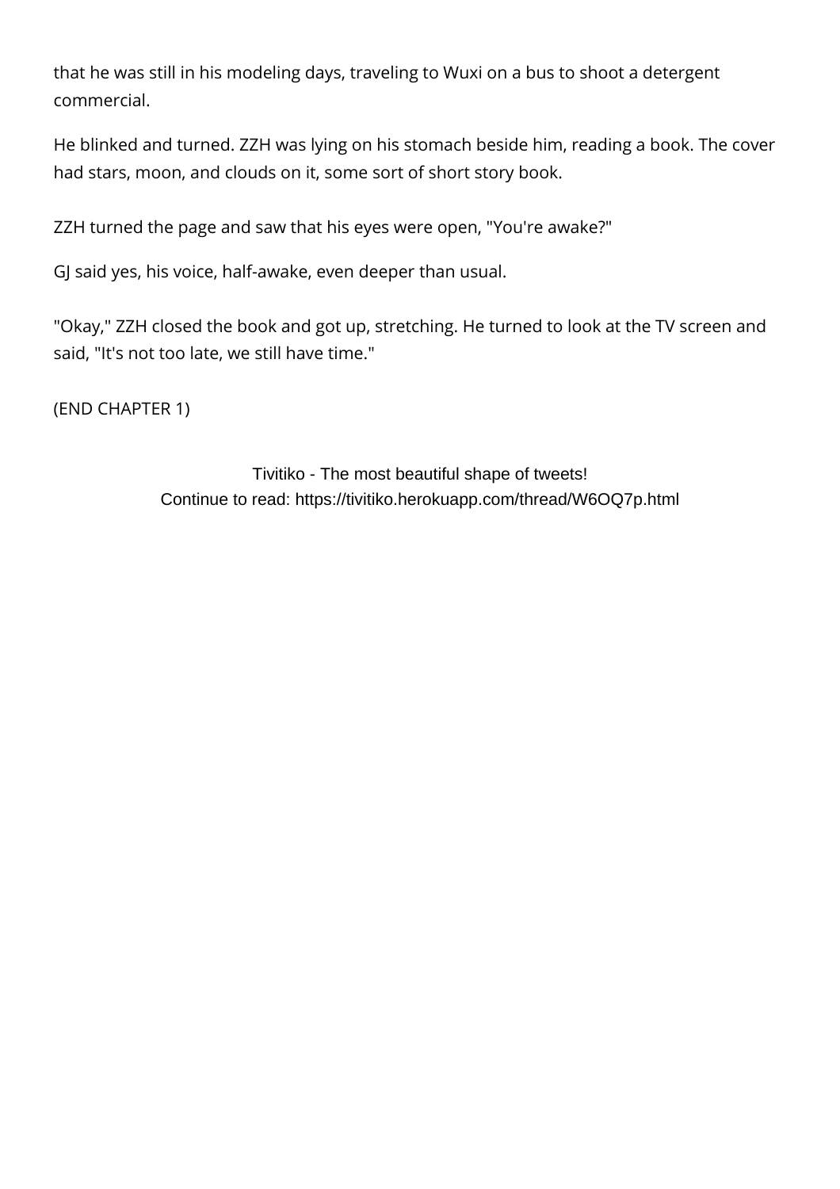that he was still in his modeling days, traveling to Wuxi on a bus to shoot a detergent commercial.

He blinked and turned. ZZH was lying on his stomach beside him, reading a book. The cover had stars, moon, and clouds on it, some sort of short story book.

ZZH turned the page and saw that his eyes were open, "You're awake?"

GJ said yes, his voice, half-awake, even deeper than usual.

"Okay," ZZH closed the book and got up, stretching. He turned to look at the TV screen and said, "It's not too late, we still have time."

(END CHAPTER 1)

Tivitiko - The most beautiful shape of tweets!
Continue to read: https://tivitiko.herokuapp.com/thread/W6OQ7p.html